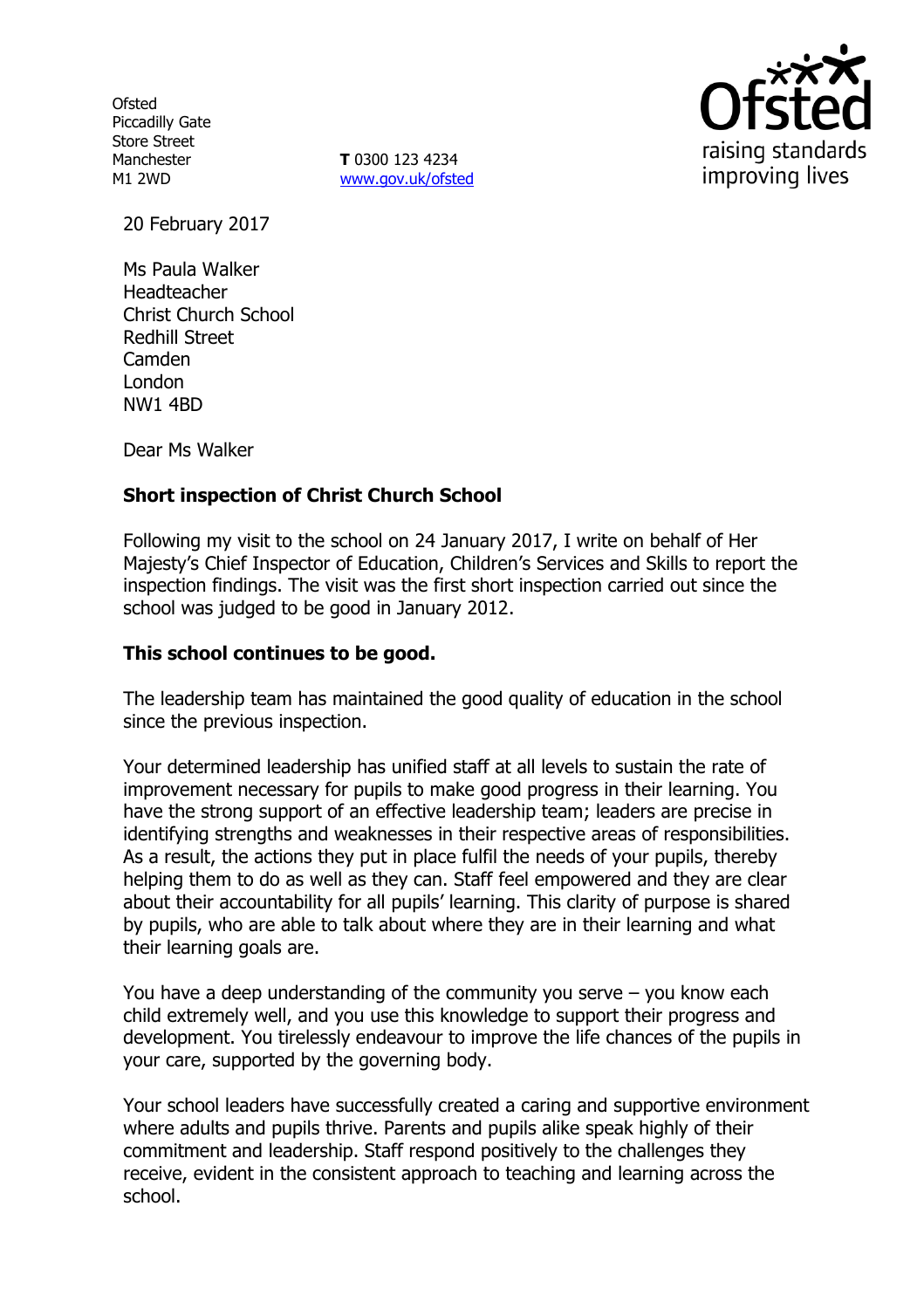Ofsted
Piccadilly Gate
Store Street
Manchester
M1 2WD

**T** 0300 123 4234
www.gov.uk/ofsted

20 February 2017

Ms Paula Walker
Headteacher
Christ Church School
Redhill Street
Camden
London
NW1 4BD

Dear Ms Walker

**Short inspection of Christ Church School**

Following my visit to the school on 24 January 2017, I write on behalf of Her Majesty's Chief Inspector of Education, Children's Services and Skills to report the inspection findings. The visit was the first short inspection carried out since the school was judged to be good in January 2012.

**This school continues to be good.**

The leadership team has maintained the good quality of education in the school since the previous inspection.

Your determined leadership has unified staff at all levels to sustain the rate of improvement necessary for pupils to make good progress in their learning. You have the strong support of an effective leadership team; leaders are precise in identifying strengths and weaknesses in their respective areas of responsibilities. As a result, the actions they put in place fulfil the needs of your pupils, thereby helping them to do as well as they can. Staff feel empowered and they are clear about their accountability for all pupils' learning. This clarity of purpose is shared by pupils, who are able to talk about where they are in their learning and what their learning goals are.

You have a deep understanding of the community you serve – you know each child extremely well, and you use this knowledge to support their progress and development. You tirelessly endeavour to improve the life chances of the pupils in your care, supported by the governing body.

Your school leaders have successfully created a caring and supportive environment where adults and pupils thrive. Parents and pupils alike speak highly of their commitment and leadership. Staff respond positively to the challenges they receive, evident in the consistent approach to teaching and learning across the school.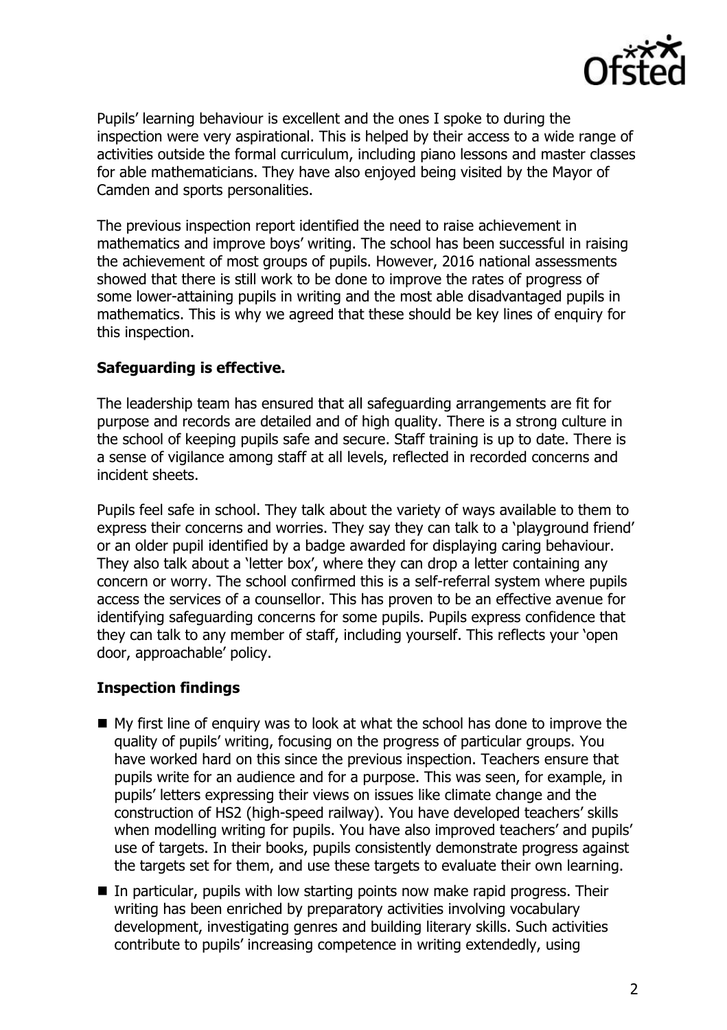Pupils' learning behaviour is excellent and the ones I spoke to during the inspection were very aspirational. This is helped by their access to a wide range of activities outside the formal curriculum, including piano lessons and master classes for able mathematicians. They have also enjoyed being visited by the Mayor of Camden and sports personalities.

The previous inspection report identified the need to raise achievement in mathematics and improve boys' writing. The school has been successful in raising the achievement of most groups of pupils. However, 2016 national assessments showed that there is still work to be done to improve the rates of progress of some lower-attaining pupils in writing and the most able disadvantaged pupils in mathematics. This is why we agreed that these should be key lines of enquiry for this inspection.

**Safeguarding is effective.**

The leadership team has ensured that all safeguarding arrangements are fit for purpose and records are detailed and of high quality. There is a strong culture in the school of keeping pupils safe and secure. Staff training is up to date. There is a sense of vigilance among staff at all levels, reflected in recorded concerns and incident sheets.

Pupils feel safe in school. They talk about the variety of ways available to them to express their concerns and worries. They say they can talk to a 'playground friend' or an older pupil identified by a badge awarded for displaying caring behaviour. They also talk about a 'letter box', where they can drop a letter containing any concern or worry. The school confirmed this is a self-referral system where pupils access the services of a counsellor. This has proven to be an effective avenue for identifying safeguarding concerns for some pupils. Pupils express confidence that they can talk to any member of staff, including yourself. This reflects your 'open door, approachable' policy.

**Inspection findings**

- My first line of enquiry was to look at what the school has done to improve the quality of pupils' writing, focusing on the progress of particular groups. You have worked hard on this since the previous inspection. Teachers ensure that pupils write for an audience and for a purpose. This was seen, for example, in pupils' letters expressing their views on issues like climate change and the construction of HS2 (high-speed railway). You have developed teachers' skills when modelling writing for pupils. You have also improved teachers' and pupils' use of targets. In their books, pupils consistently demonstrate progress against the targets set for them, and use these targets to evaluate their own learning.
- In particular, pupils with low starting points now make rapid progress. Their writing has been enriched by preparatory activities involving vocabulary development, investigating genres and building literary skills. Such activities contribute to pupils' increasing competence in writing extendedly, using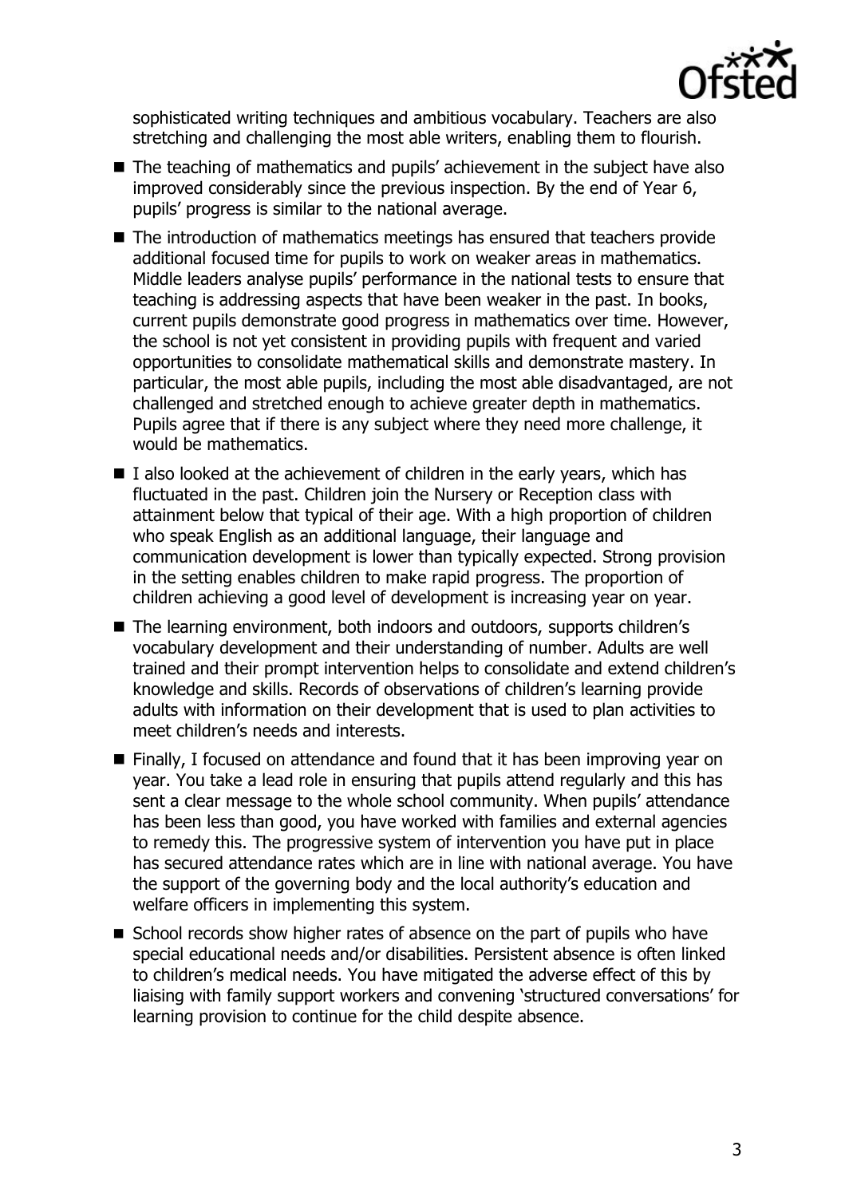sophisticated writing techniques and ambitious vocabulary. Teachers are also stretching and challenging the most able writers, enabling them to flourish.

- The teaching of mathematics and pupils' achievement in the subject have also improved considerably since the previous inspection. By the end of Year 6, pupils' progress is similar to the national average.
- The introduction of mathematics meetings has ensured that teachers provide additional focused time for pupils to work on weaker areas in mathematics. Middle leaders analyse pupils' performance in the national tests to ensure that teaching is addressing aspects that have been weaker in the past. In books, current pupils demonstrate good progress in mathematics over time. However, the school is not yet consistent in providing pupils with frequent and varied opportunities to consolidate mathematical skills and demonstrate mastery. In particular, the most able pupils, including the most able disadvantaged, are not challenged and stretched enough to achieve greater depth in mathematics. Pupils agree that if there is any subject where they need more challenge, it would be mathematics.
- I also looked at the achievement of children in the early years, which has fluctuated in the past. Children join the Nursery or Reception class with attainment below that typical of their age. With a high proportion of children who speak English as an additional language, their language and communication development is lower than typically expected. Strong provision in the setting enables children to make rapid progress. The proportion of children achieving a good level of development is increasing year on year.
- The learning environment, both indoors and outdoors, supports children's vocabulary development and their understanding of number. Adults are well trained and their prompt intervention helps to consolidate and extend children's knowledge and skills. Records of observations of children's learning provide adults with information on their development that is used to plan activities to meet children's needs and interests.
- Finally, I focused on attendance and found that it has been improving year on year. You take a lead role in ensuring that pupils attend regularly and this has sent a clear message to the whole school community. When pupils' attendance has been less than good, you have worked with families and external agencies to remedy this. The progressive system of intervention you have put in place has secured attendance rates which are in line with national average. You have the support of the governing body and the local authority's education and welfare officers in implementing this system.
- School records show higher rates of absence on the part of pupils who have special educational needs and/or disabilities. Persistent absence is often linked to children's medical needs. You have mitigated the adverse effect of this by liaising with family support workers and convening 'structured conversations' for learning provision to continue for the child despite absence.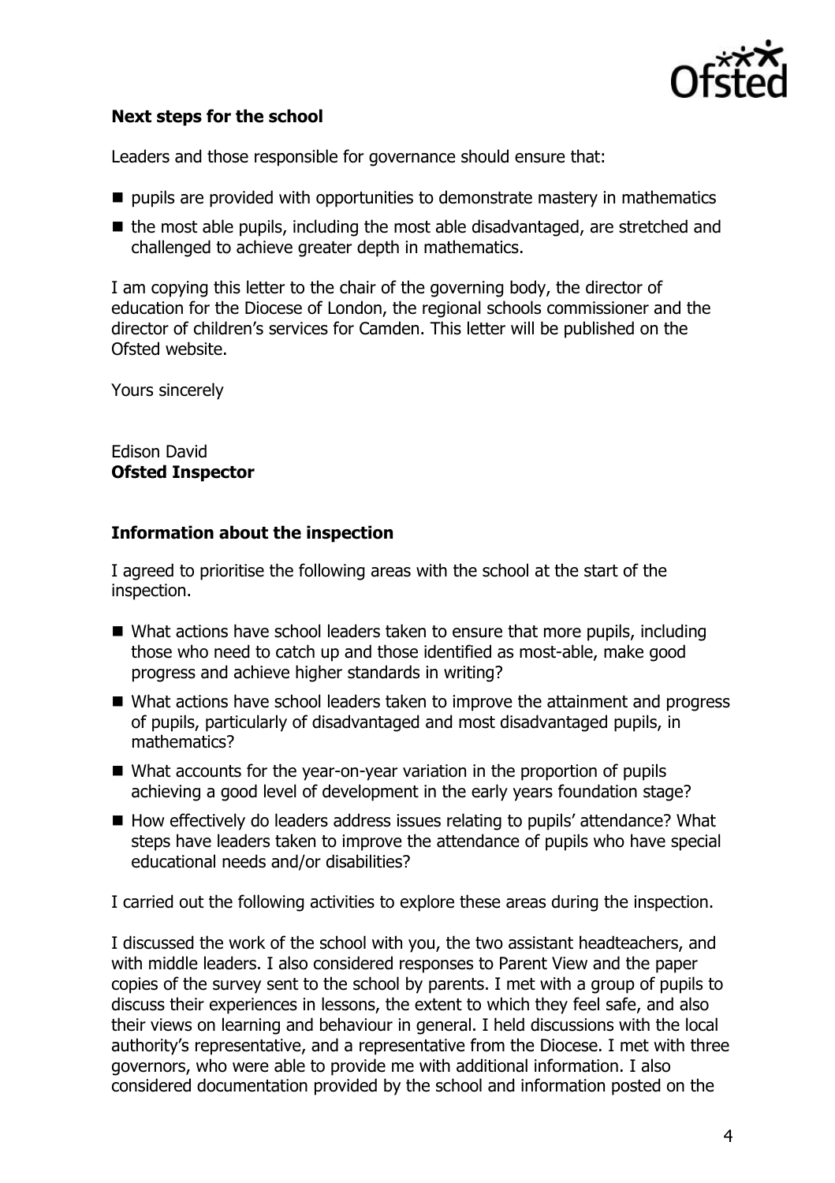**Next steps for the school**

Leaders and those responsible for governance should ensure that:

- pupils are provided with opportunities to demonstrate mastery in mathematics
- the most able pupils, including the most able disadvantaged, are stretched and challenged to achieve greater depth in mathematics.

I am copying this letter to the chair of the governing body, the director of education for the Diocese of London, the regional schools commissioner and the director of children's services for Camden. This letter will be published on the Ofsted website.

Yours sincerely

Edison David
**Ofsted Inspector**

## Information about the inspection

I agreed to prioritise the following areas with the school at the start of the inspection.

- What actions have school leaders taken to ensure that more pupils, including those who need to catch up and those identified as most-able, make good progress and achieve higher standards in writing?
- What actions have school leaders taken to improve the attainment and progress of pupils, particularly of disadvantaged and most disadvantaged pupils, in mathematics?
- What accounts for the year-on-year variation in the proportion of pupils achieving a good level of development in the early years foundation stage?
- How effectively do leaders address issues relating to pupils' attendance? What steps have leaders taken to improve the attendance of pupils who have special educational needs and/or disabilities?

I carried out the following activities to explore these areas during the inspection.

I discussed the work of the school with you, the two assistant headteachers, and with middle leaders. I also considered responses to Parent View and the paper copies of the survey sent to the school by parents. I met with a group of pupils to discuss their experiences in lessons, the extent to which they feel safe, and also their views on learning and behaviour in general. I held discussions with the local authority's representative, and a representative from the Diocese. I met with three governors, who were able to provide me with additional information. I also considered documentation provided by the school and information posted on the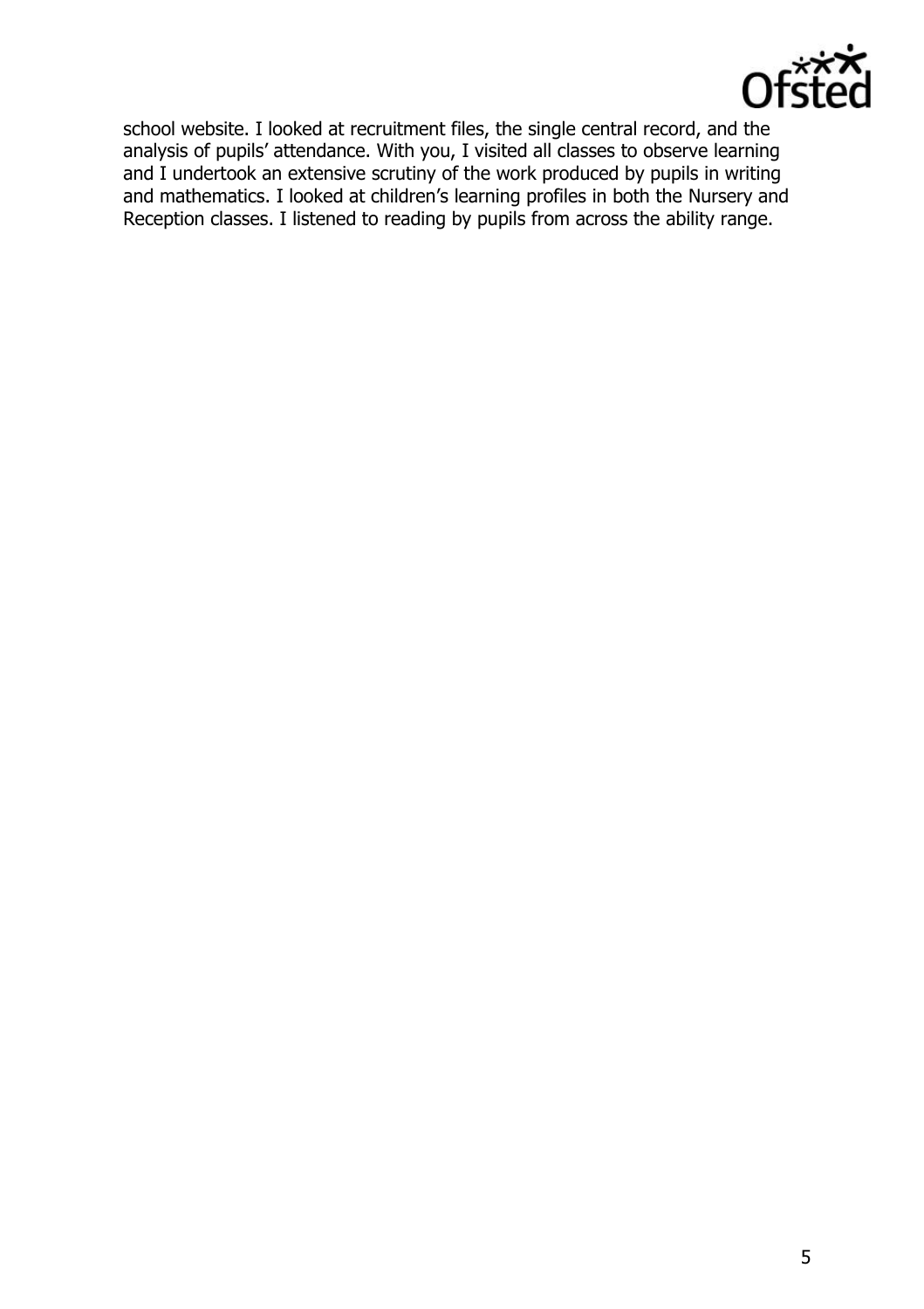school website. I looked at recruitment files, the single central record, and the analysis of pupils' attendance. With you, I visited all classes to observe learning and I undertook an extensive scrutiny of the work produced by pupils in writing and mathematics. I looked at children's learning profiles in both the Nursery and Reception classes. I listened to reading by pupils from across the ability range.